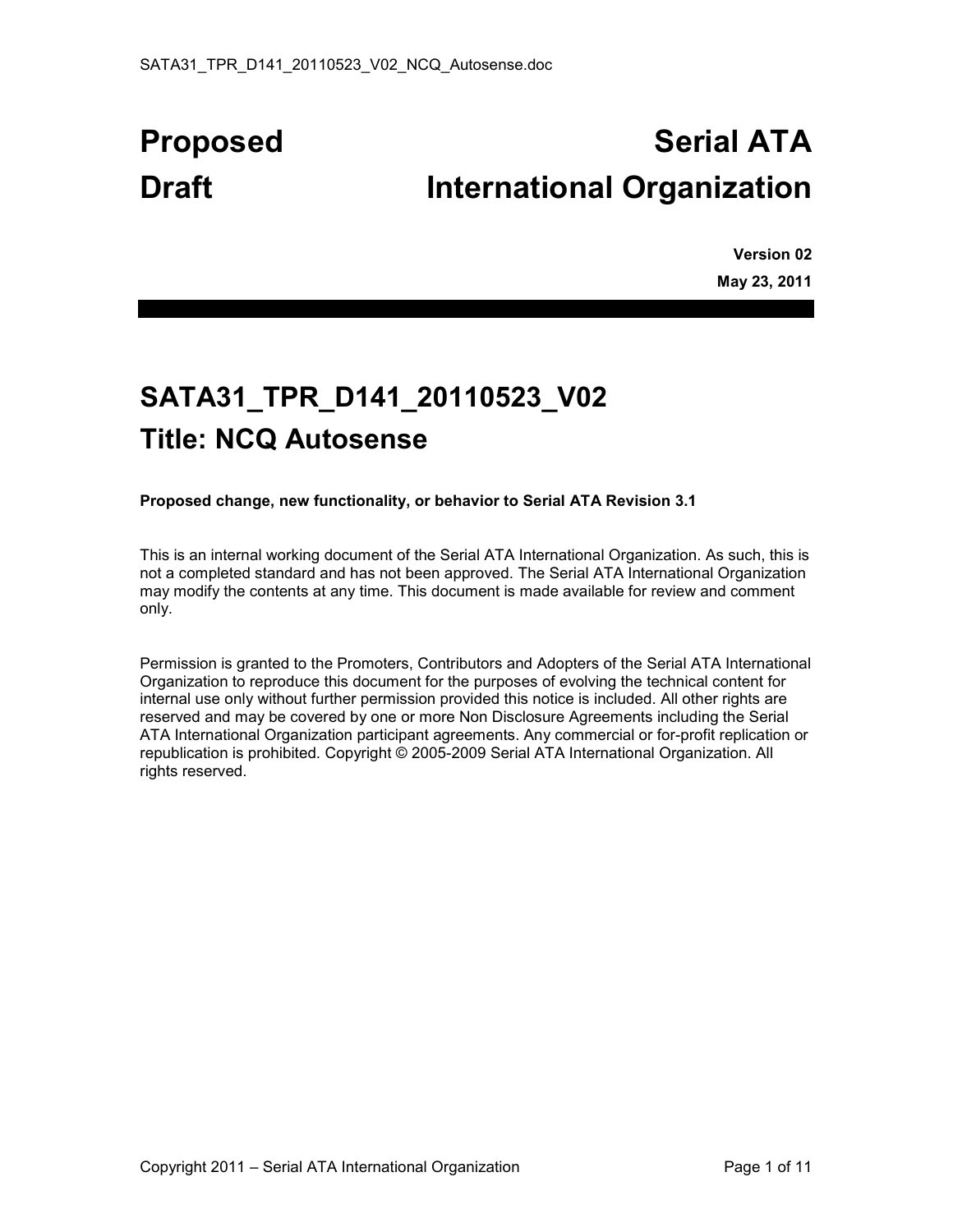# Proposed Draft

# Serial ATA International Organization

**Version 02**

**May 23, 2011**

## SATA31_TPR_D141_20110523_V02

## Title: NCQ Autosense

**Proposed change, new functionality, or behavior to Serial ATA Revision 3.1**

This is an internal working document of the Serial ATA International Organization. As such, this is not a completed standard and has not been approved. The Serial ATA International Organization may modify the contents at any time. This document is made available for review and comment only.

Permission is granted to the Promoters, Contributors and Adopters of the Serial ATA International Organization to reproduce this document for the purposes of evolving the technical content for internal use only without further permission provided this notice is included. All other rights are reserved and may be covered by one or more Non Disclosure Agreements including the Serial ATA International Organization participant agreements. Any commercial or for-profit replication or republication is prohibited. Copyright © 2005-2009 Serial ATA International Organization. All rights reserved.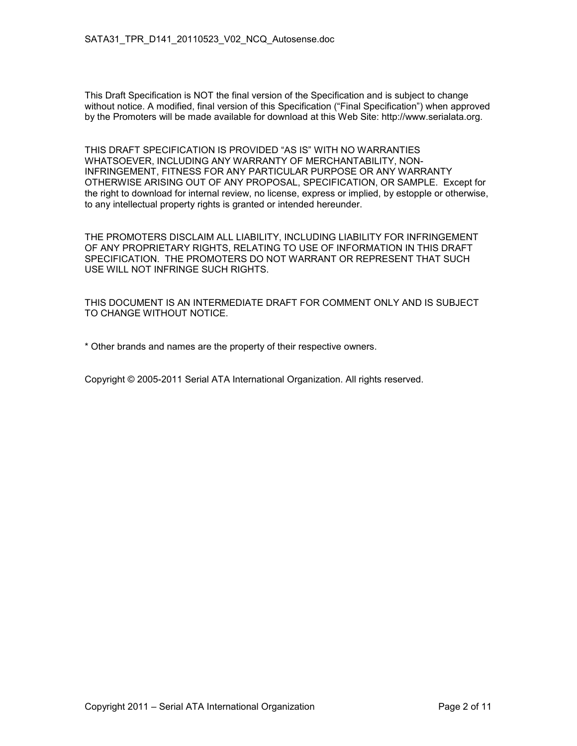This Draft Specification is NOT the final version of the Specification and is subject to change without notice. A modified, final version of this Specification ("Final Specification") when approved by the Promoters will be made available for download at this Web Site: http://www.serialata.org.

THIS DRAFT SPECIFICATION IS PROVIDED "AS IS" WITH NO WARRANTIES WHATSOEVER, INCLUDING ANY WARRANTY OF MERCHANTABILITY, NON-INFRINGEMENT, FITNESS FOR ANY PARTICULAR PURPOSE OR ANY WARRANTY OTHERWISE ARISING OUT OF ANY PROPOSAL, SPECIFICATION, OR SAMPLE. Except for the right to download for internal review, no license, express or implied, by estopple or otherwise, to any intellectual property rights is granted or intended hereunder.

THE PROMOTERS DISCLAIM ALL LIABILITY, INCLUDING LIABILITY FOR INFRINGEMENT OF ANY PROPRIETARY RIGHTS, RELATING TO USE OF INFORMATION IN THIS DRAFT SPECIFICATION. THE PROMOTERS DO NOT WARRANT OR REPRESENT THAT SUCH USE WILL NOT INFRINGE SUCH RIGHTS.

THIS DOCUMENT IS AN INTERMEDIATE DRAFT FOR COMMENT ONLY AND IS SUBJECT TO CHANGE WITHOUT NOTICE.

* Other brands and names are the property of their respective owners.

Copyright © 2005-2011 Serial ATA International Organization. All rights reserved.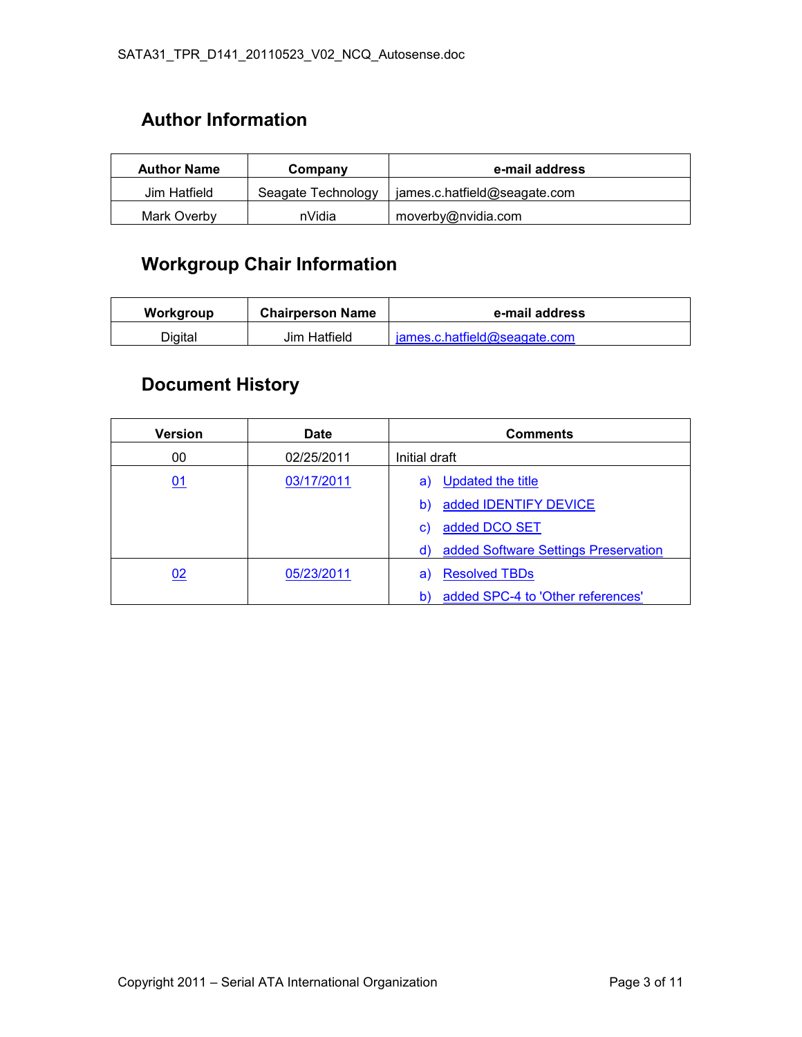## Author Information

| Author Name | Company | e-mail address |
|---|---|---|
| Jim Hatfield | Seagate Technology | james.c.hatfield@seagate.com |
| Mark Overby | nVidia | moverby@nvidia.com |

## Workgroup Chair Information

| Workgroup | Chairperson Name | e-mail address |
|---|---|---|
| Digital | Jim Hatfield | james.c.hatfield@seagate.com |

## Document History

| Version | Date | Comments |
|---|---|---|
| 00 | 02/25/2011 | Initial draft |
| 01 | 03/17/2011 | a) Updated the title<br>b) added IDENTIFY DEVICE<br>c) added DCO SET<br>d) added Software Settings Preservation |
| 02 | 05/23/2011 | a) Resolved TBDs<br>b) added SPC-4 to 'Other references' |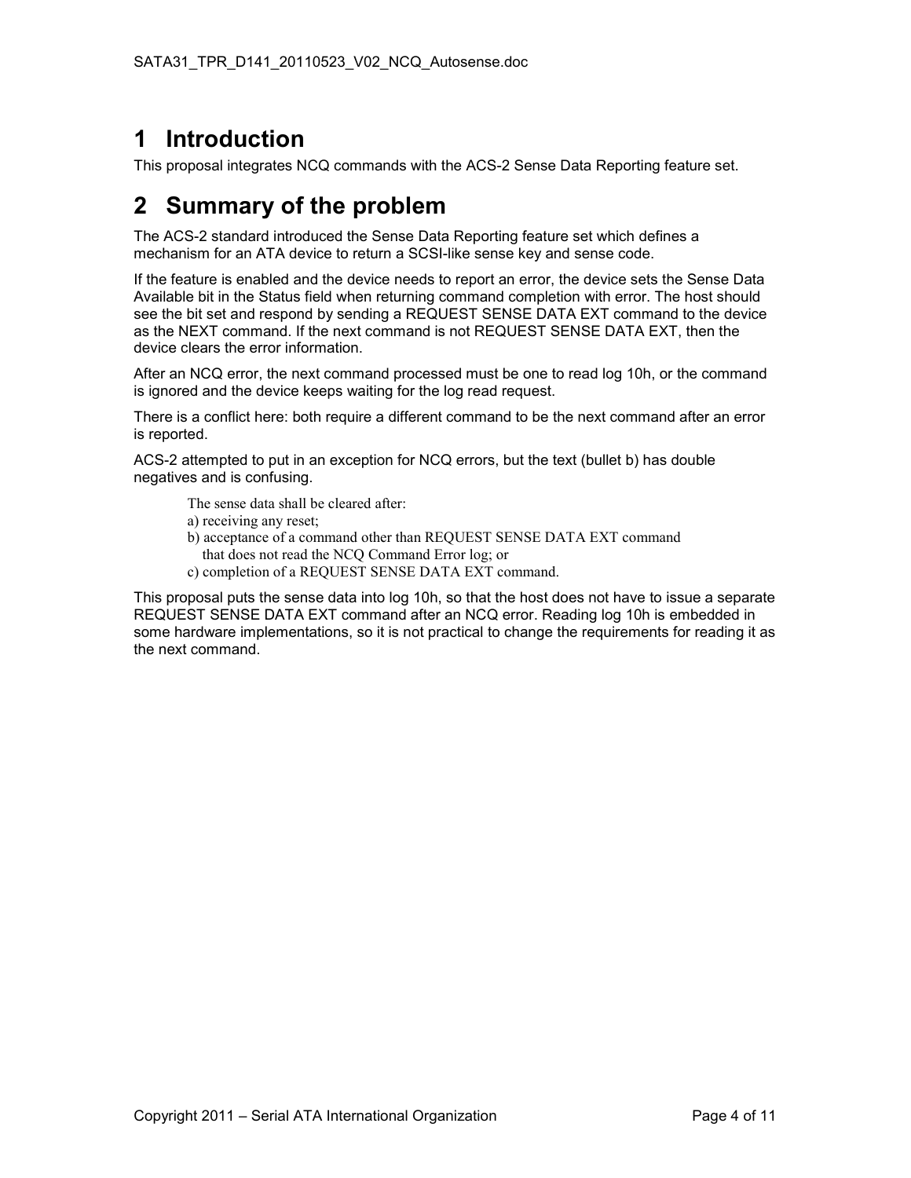# 1 Introduction

This proposal integrates NCQ commands with the ACS-2 Sense Data Reporting feature set.

# 2 Summary of the problem

The ACS-2 standard introduced the Sense Data Reporting feature set which defines a mechanism for an ATA device to return a SCSI-like sense key and sense code.

If the feature is enabled and the device needs to report an error, the device sets the Sense Data Available bit in the Status field when returning command completion with error. The host should see the bit set and respond by sending a REQUEST SENSE DATA EXT command to the device as the NEXT command. If the next command is not REQUEST SENSE DATA EXT, then the device clears the error information.

After an NCQ error, the next command processed must be one to read log 10h, or the command is ignored and the device keeps waiting for the log read request.

There is a conflict here: both require a different command to be the next command after an error is reported.

ACS-2 attempted to put in an exception for NCQ errors, but the text (bullet b) has double negatives and is confusing.

> The sense data shall be cleared after:
> a) receiving any reset;
> b) acceptance of a command other than REQUEST SENSE DATA EXT command that does not read the NCQ Command Error log; or
> c) completion of a REQUEST SENSE DATA EXT command.

This proposal puts the sense data into log 10h, so that the host does not have to issue a separate REQUEST SENSE DATA EXT command after an NCQ error. Reading log 10h is embedded in some hardware implementations, so it is not practical to change the requirements for reading it as the next command.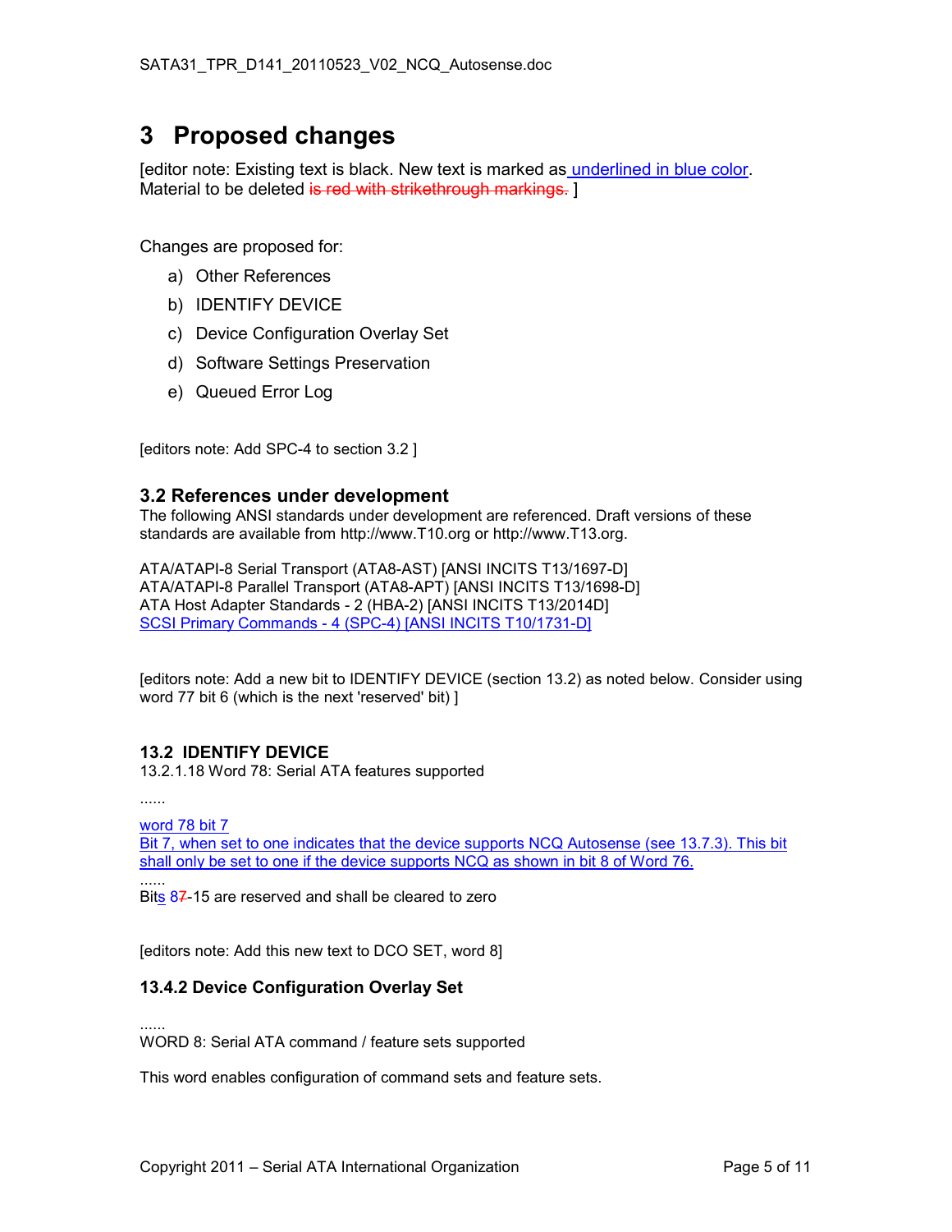# 3 Proposed changes

[editor note: Existing text is black. New text is marked as underlined in blue color. Material to be deleted ~~is red with strikethrough markings.~~ ]

Changes are proposed for:

a) Other References
b) IDENTIFY DEVICE
c) Device Configuration Overlay Set
d) Software Settings Preservation
e) Queued Error Log

[editors note: Add SPC-4 to section 3.2 ]

### 3.2 References under development

The following ANSI standards under development are referenced. Draft versions of these standards are available from http://www.T10.org or http://www.T13.org.

ATA/ATAPI-8 Serial Transport (ATA8-AST) [ANSI INCITS T13/1697-D]
ATA/ATAPI-8 Parallel Transport (ATA8-APT) [ANSI INCITS T13/1698-D]
ATA Host Adapter Standards - 2 (HBA-2) [ANSI INCITS T13/2014D]
<u>SCSI Primary Commands - 4 (SPC-4) [ANSI INCITS T10/1731-D]</u>

[editors note: Add a new bit to IDENTIFY DEVICE (section 13.2) as noted below. Consider using word 77 bit 6 (which is the next 'reserved' bit) ]

#### 13.2 IDENTIFY DEVICE

13.2.1.18 Word 78: Serial ATA features supported

......

<u>word 78 bit 7</u>
<u>Bit 7, when set to one indicates that the device supports NCQ Autosense (see 13.7.3). This bit shall only be set to one if the device supports NCQ as shown in bit 8 of Word 76.</u>
......
Bit<u>s</u> <u>8</u>~~7~~-15 are reserved and shall be cleared to zero

[editors note: Add this new text to DCO SET, word 8]

### 13.4.2 Device Configuration Overlay Set

......
WORD 8: Serial ATA command / feature sets supported

This word enables configuration of command sets and feature sets.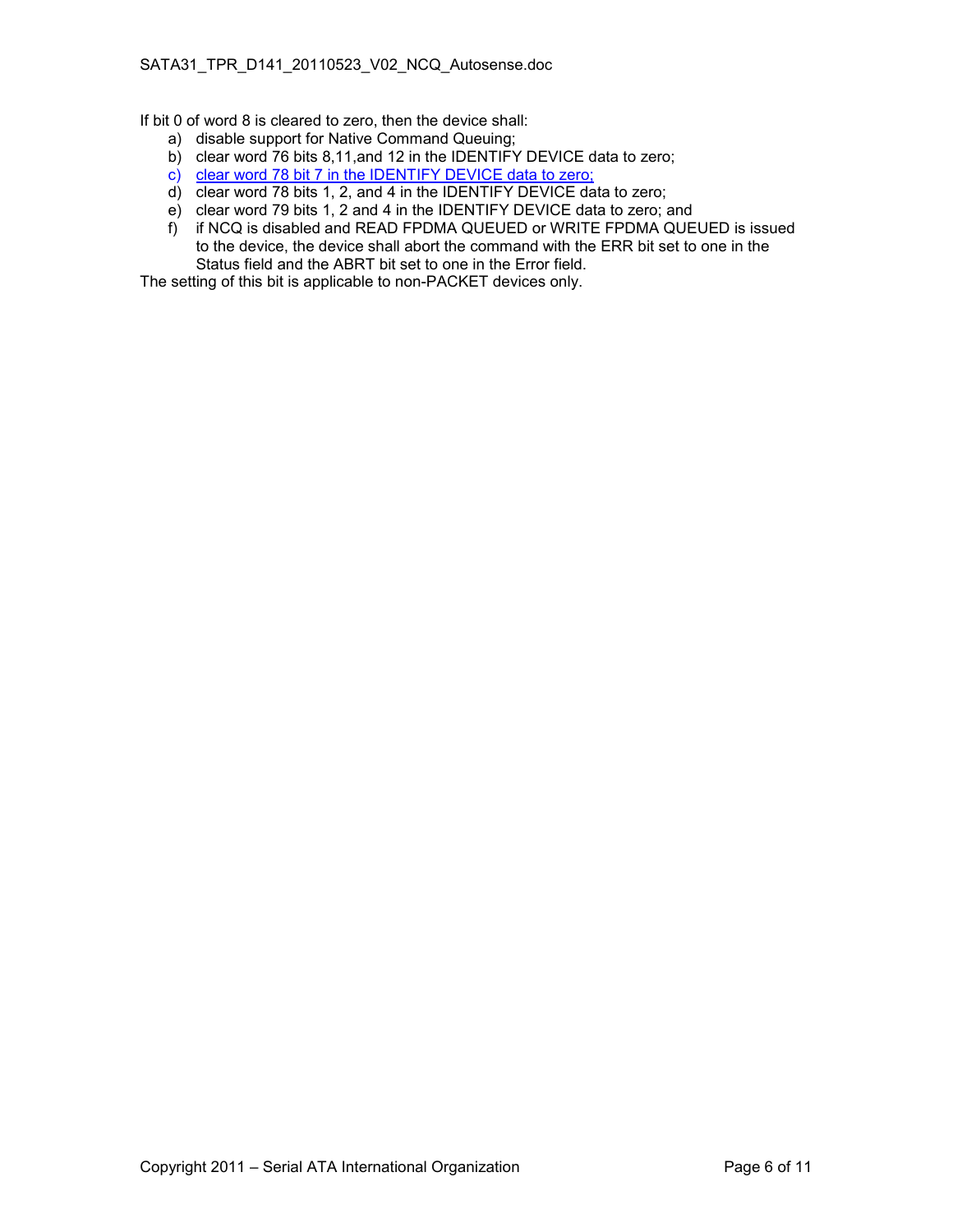If bit 0 of word 8 is cleared to zero, then the device shall:

a) disable support for Native Command Queuing;
b) clear word 76 bits 8,11,and 12 in the IDENTIFY DEVICE data to zero;
c) clear word 78 bit 7 in the IDENTIFY DEVICE data to zero;
d) clear word 78 bits 1, 2, and 4 in the IDENTIFY DEVICE data to zero;
e) clear word 79 bits 1, 2 and 4 in the IDENTIFY DEVICE data to zero; and
f) if NCQ is disabled and READ FPDMA QUEUED or WRITE FPDMA QUEUED is issued to the device, the device shall abort the command with the ERR bit set to one in the Status field and the ABRT bit set to one in the Error field.

The setting of this bit is applicable to non-PACKET devices only.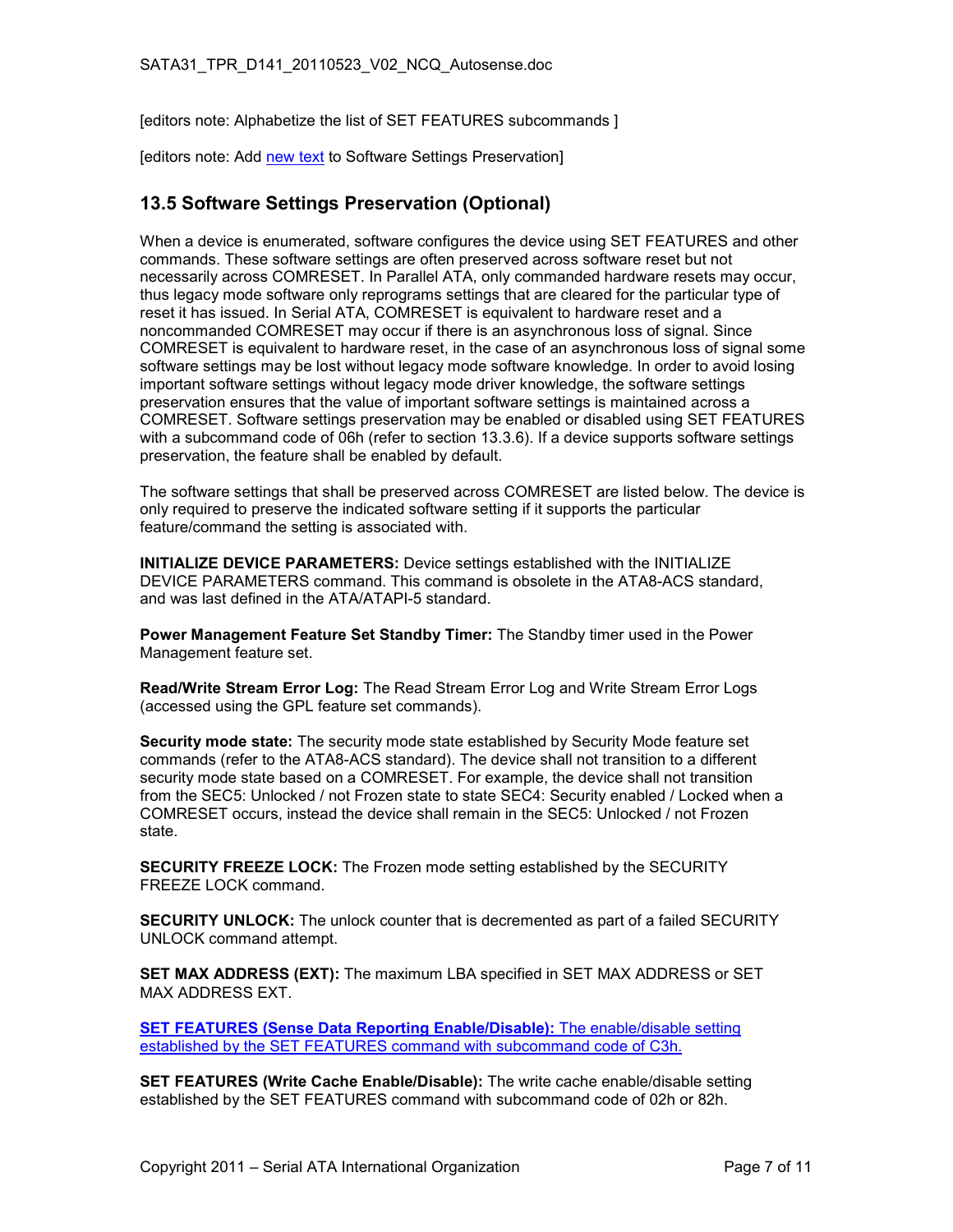[editors note: Alphabetize the list of SET FEATURES subcommands ]

[editors note: Add new text to Software Settings Preservation]

## 13.5 Software Settings Preservation (Optional)

When a device is enumerated, software configures the device using SET FEATURES and other commands. These software settings are often preserved across software reset but not necessarily across COMRESET. In Parallel ATA, only commanded hardware resets may occur, thus legacy mode software only reprograms settings that are cleared for the particular type of reset it has issued. In Serial ATA, COMRESET is equivalent to hardware reset and a noncommanded COMRESET may occur if there is an asynchronous loss of signal. Since COMRESET is equivalent to hardware reset, in the case of an asynchronous loss of signal some software settings may be lost without legacy mode software knowledge. In order to avoid losing important software settings without legacy mode driver knowledge, the software settings preservation ensures that the value of important software settings is maintained across a COMRESET. Software settings preservation may be enabled or disabled using SET FEATURES with a subcommand code of 06h (refer to section 13.3.6). If a device supports software settings preservation, the feature shall be enabled by default.

The software settings that shall be preserved across COMRESET are listed below. The device is only required to preserve the indicated software setting if it supports the particular feature/command the setting is associated with.

**INITIALIZE DEVICE PARAMETERS:** Device settings established with the INITIALIZE DEVICE PARAMETERS command. This command is obsolete in the ATA8-ACS standard, and was last defined in the ATA/ATAPI-5 standard.

**Power Management Feature Set Standby Timer:** The Standby timer used in the Power Management feature set.

**Read/Write Stream Error Log:** The Read Stream Error Log and Write Stream Error Logs (accessed using the GPL feature set commands).

**Security mode state:** The security mode state established by Security Mode feature set commands (refer to the ATA8-ACS standard). The device shall not transition to a different security mode state based on a COMRESET. For example, the device shall not transition from the SEC5: Unlocked / not Frozen state to state SEC4: Security enabled / Locked when a COMRESET occurs, instead the device shall remain in the SEC5: Unlocked / not Frozen state.

**SECURITY FREEZE LOCK:** The Frozen mode setting established by the SECURITY FREEZE LOCK command.

**SECURITY UNLOCK:** The unlock counter that is decremented as part of a failed SECURITY UNLOCK command attempt.

**SET MAX ADDRESS (EXT):** The maximum LBA specified in SET MAX ADDRESS or SET MAX ADDRESS EXT.

**SET FEATURES (Sense Data Reporting Enable/Disable):** The enable/disable setting established by the SET FEATURES command with subcommand code of C3h.

**SET FEATURES (Write Cache Enable/Disable):** The write cache enable/disable setting established by the SET FEATURES command with subcommand code of 02h or 82h.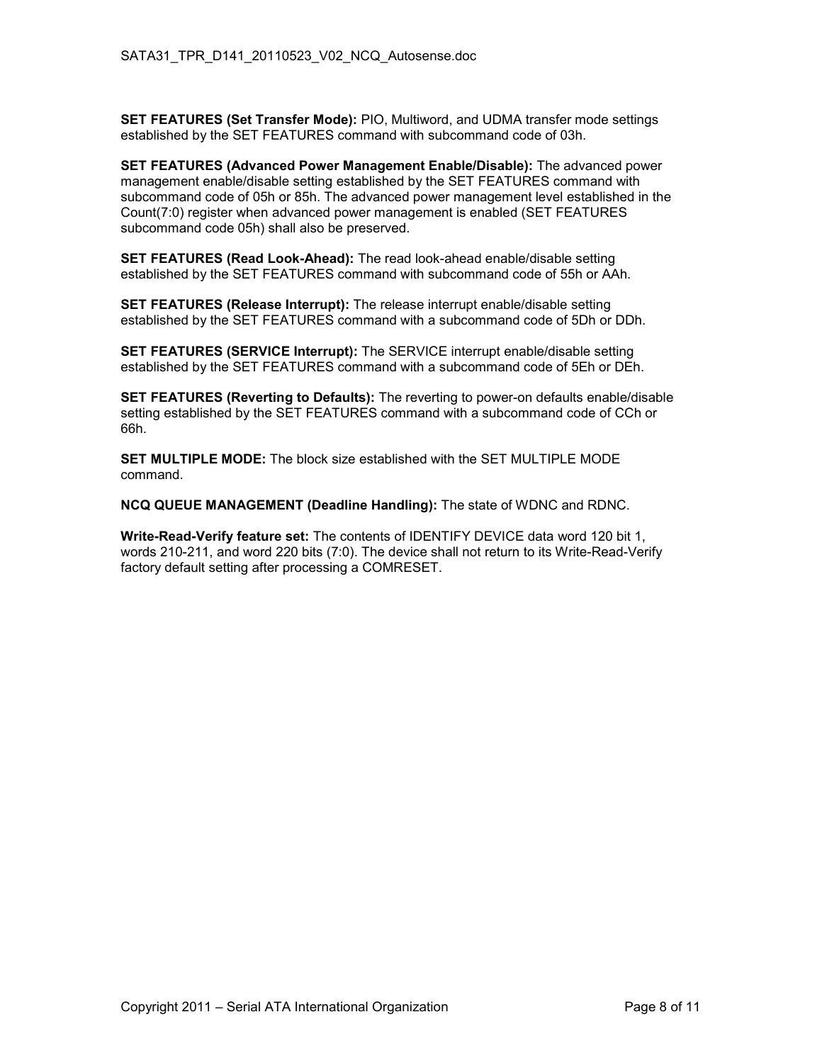**SET FEATURES (Set Transfer Mode):** PIO, Multiword, and UDMA transfer mode settings established by the SET FEATURES command with subcommand code of 03h.

**SET FEATURES (Advanced Power Management Enable/Disable):** The advanced power management enable/disable setting established by the SET FEATURES command with subcommand code of 05h or 85h. The advanced power management level established in the Count(7:0) register when advanced power management is enabled (SET FEATURES subcommand code 05h) shall also be preserved.

**SET FEATURES (Read Look-Ahead):** The read look-ahead enable/disable setting established by the SET FEATURES command with subcommand code of 55h or AAh.

**SET FEATURES (Release Interrupt):** The release interrupt enable/disable setting established by the SET FEATURES command with a subcommand code of 5Dh or DDh.

**SET FEATURES (SERVICE Interrupt):** The SERVICE interrupt enable/disable setting established by the SET FEATURES command with a subcommand code of 5Eh or DEh.

**SET FEATURES (Reverting to Defaults):** The reverting to power-on defaults enable/disable setting established by the SET FEATURES command with a subcommand code of CCh or 66h.

**SET MULTIPLE MODE:** The block size established with the SET MULTIPLE MODE command.

**NCQ QUEUE MANAGEMENT (Deadline Handling):** The state of WDNC and RDNC.

**Write-Read-Verify feature set:** The contents of IDENTIFY DEVICE data word 120 bit 1, words 210-211, and word 220 bits (7:0). The device shall not return to its Write-Read-Verify factory default setting after processing a COMRESET.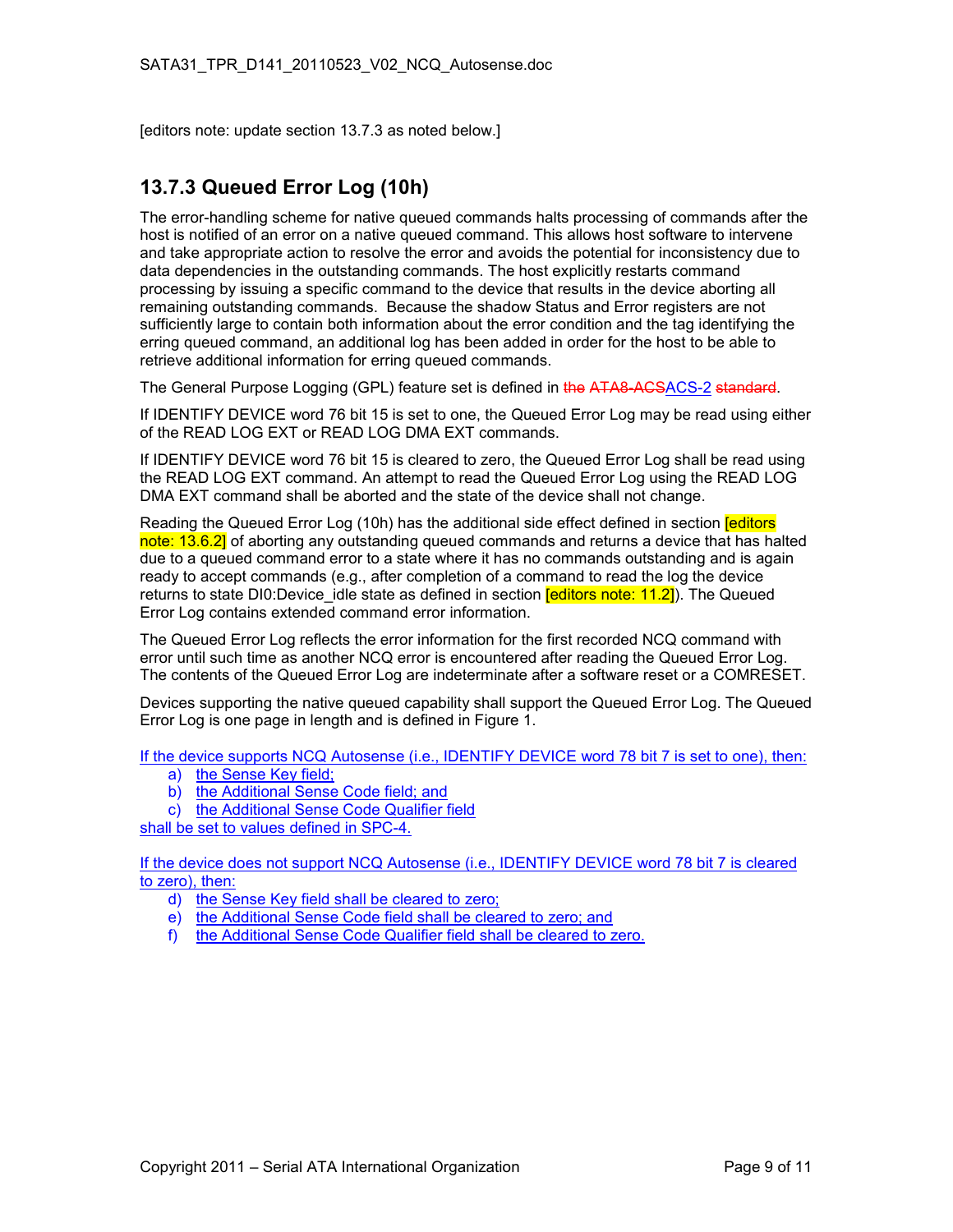[editors note: update section 13.7.3 as noted below.]

## 13.7.3 Queued Error Log (10h)

The error-handling scheme for native queued commands halts processing of commands after the host is notified of an error on a native queued command. This allows host software to intervene and take appropriate action to resolve the error and avoids the potential for inconsistency due to data dependencies in the outstanding commands. The host explicitly restarts command processing by issuing a specific command to the device that results in the device aborting all remaining outstanding commands. Because the shadow Status and Error registers are not sufficiently large to contain both information about the error condition and the tag identifying the erring queued command, an additional log has been added in order for the host to be able to retrieve additional information for erring queued commands.

The General Purpose Logging (GPL) feature set is defined in ~~the ATA8-ACS~~ACS-2 ~~standard~~.

If IDENTIFY DEVICE word 76 bit 15 is set to one, the Queued Error Log may be read using either of the READ LOG EXT or READ LOG DMA EXT commands.

If IDENTIFY DEVICE word 76 bit 15 is cleared to zero, the Queued Error Log shall be read using the READ LOG EXT command. An attempt to read the Queued Error Log using the READ LOG DMA EXT command shall be aborted and the state of the device shall not change.

Reading the Queued Error Log (10h) has the additional side effect defined in section [editors note: 13.6.2] of aborting any outstanding queued commands and returns a device that has halted due to a queued command error to a state where it has no commands outstanding and is again ready to accept commands (e.g., after completion of a command to read the log the device returns to state DI0:Device_idle state as defined in section [editors note: 11.2]). The Queued Error Log contains extended command error information.

The Queued Error Log reflects the error information for the first recorded NCQ command with error until such time as another NCQ error is encountered after reading the Queued Error Log. The contents of the Queued Error Log are indeterminate after a software reset or a COMRESET.

Devices supporting the native queued capability shall support the Queued Error Log. The Queued Error Log is one page in length and is defined in Figure 1.

If the device supports NCQ Autosense (i.e., IDENTIFY DEVICE word 78 bit 7 is set to one), then:

a) the Sense Key field;
b) the Additional Sense Code field; and
c) the Additional Sense Code Qualifier field

shall be set to values defined in SPC-4.

If the device does not support NCQ Autosense (i.e., IDENTIFY DEVICE word 78 bit 7 is cleared to zero), then:

d) the Sense Key field shall be cleared to zero;
e) the Additional Sense Code field shall be cleared to zero; and
f) the Additional Sense Code Qualifier field shall be cleared to zero.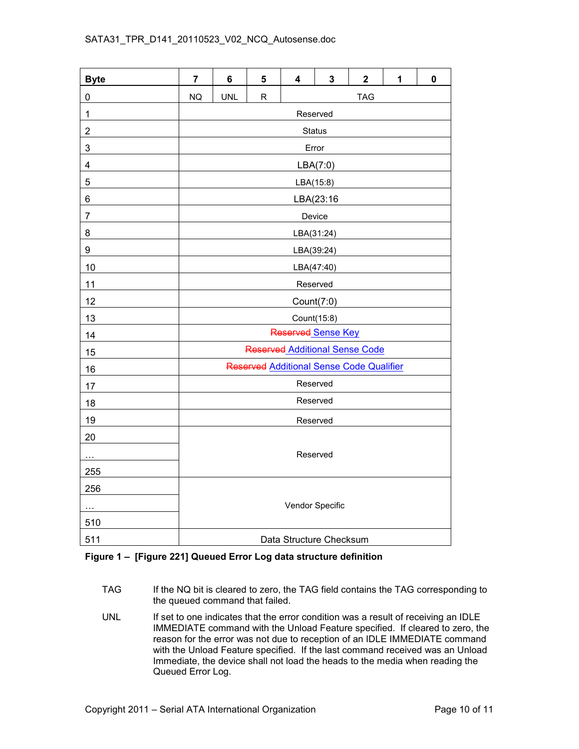| Byte | 7 | 6 | 5 | 4 | 3 | 2 | 1 | 0 |
|---|---|---|---|---|---|---|---|---|
| 0 | NQ | UNL | R | TAG | | | | |
| 1 | Reserved | | | | | | | |
| 2 | Status | | | | | | | |
| 3 | Error | | | | | | | |
| 4 | LBA(7:0) | | | | | | | |
| 5 | LBA(15:8) | | | | | | | |
| 6 | LBA(23:16 | | | | | | | |
| 7 | Device | | | | | | | |
| 8 | LBA(31:24) | | | | | | | |
| 9 | LBA(39:24) | | | | | | | |
| 10 | LBA(47:40) | | | | | | | |
| 11 | Reserved | | | | | | | |
| 12 | Count(7:0) | | | | | | | |
| 13 | Count(15:8) | | | | | | | |
| 14 | ~~Reserved~~ Sense Key | | | | | | | |
| 15 | ~~Reserved~~ Additional Sense Code | | | | | | | |
| 16 | ~~Reserved~~ Additional Sense Code Qualifier | | | | | | | |
| 17 | Reserved | | | | | | | |
| 18 | Reserved | | | | | | | |
| 19 | Reserved | | | | | | | |
| 20 … 255 | Reserved | | | | | | | |
| 256 … 510 | Vendor Specific | | | | | | | |
| 511 | Data Structure Checksum | | | | | | | |

**Figure 1 – [Figure 221] Queued Error Log data structure definition**

TAG — If the NQ bit is cleared to zero, the TAG field contains the TAG corresponding to the queued command that failed.

UNL — If set to one indicates that the error condition was a result of receiving an IDLE IMMEDIATE command with the Unload Feature specified. If cleared to zero, the reason for the error was not due to reception of an IDLE IMMEDIATE command with the Unload Feature specified. If the last command received was an Unload Immediate, the device shall not load the heads to the media when reading the Queued Error Log.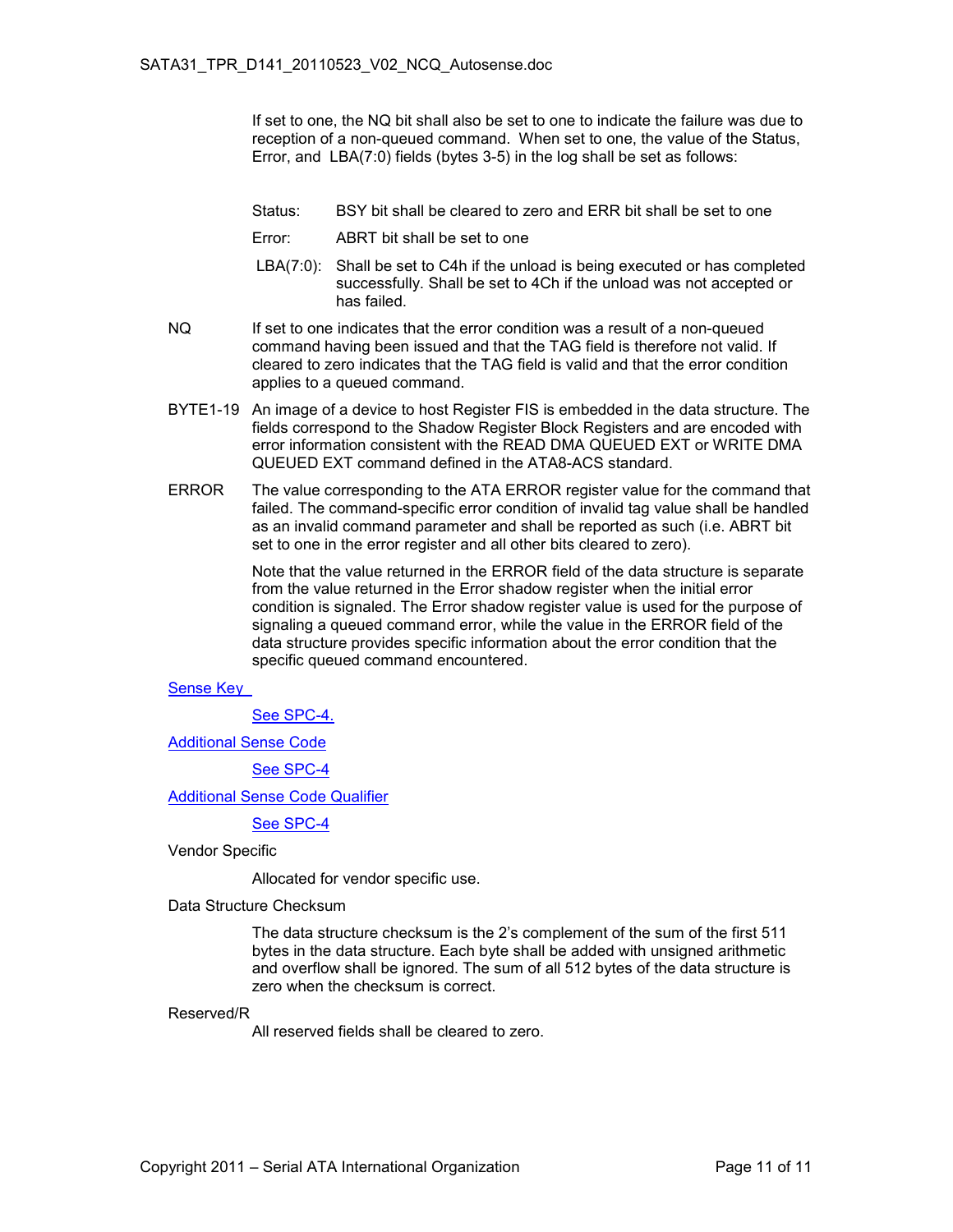If set to one, the NQ bit shall also be set to one to indicate the failure was due to reception of a non-queued command. When set to one, the value of the Status, Error, and LBA(7:0) fields (bytes 3-5) in the log shall be set as follows:

Status: BSY bit shall be cleared to zero and ERR bit shall be set to one

Error: ABRT bit shall be set to one

LBA(7:0): Shall be set to C4h if the unload is being executed or has completed successfully. Shall be set to 4Ch if the unload was not accepted or has failed.

NQ
: If set to one indicates that the error condition was a result of a non-queued command having been issued and that the TAG field is therefore not valid. If cleared to zero indicates that the TAG field is valid and that the error condition applies to a queued command.

BYTE1-19
: An image of a device to host Register FIS is embedded in the data structure. The fields correspond to the Shadow Register Block Registers and are encoded with error information consistent with the READ DMA QUEUED EXT or WRITE DMA QUEUED EXT command defined in the ATA8-ACS standard.

ERROR
: The value corresponding to the ATA ERROR register value for the command that failed. The command-specific error condition of invalid tag value shall be handled as an invalid command parameter and shall be reported as such (i.e. ABRT bit set to one in the error register and all other bits cleared to zero).

Note that the value returned in the ERROR field of the data structure is separate from the value returned in the Error shadow register when the initial error condition is signaled. The Error shadow register value is used for the purpose of signaling a queued command error, while the value in the ERROR field of the data structure provides specific information about the error condition that the specific queued command encountered.

Sense Key

See SPC-4.

Additional Sense Code

See SPC-4

Additional Sense Code Qualifier

See SPC-4

Vendor Specific

Allocated for vendor specific use.

Data Structure Checksum

The data structure checksum is the 2's complement of the sum of the first 511 bytes in the data structure. Each byte shall be added with unsigned arithmetic and overflow shall be ignored. The sum of all 512 bytes of the data structure is zero when the checksum is correct.

Reserved/R

All reserved fields shall be cleared to zero.